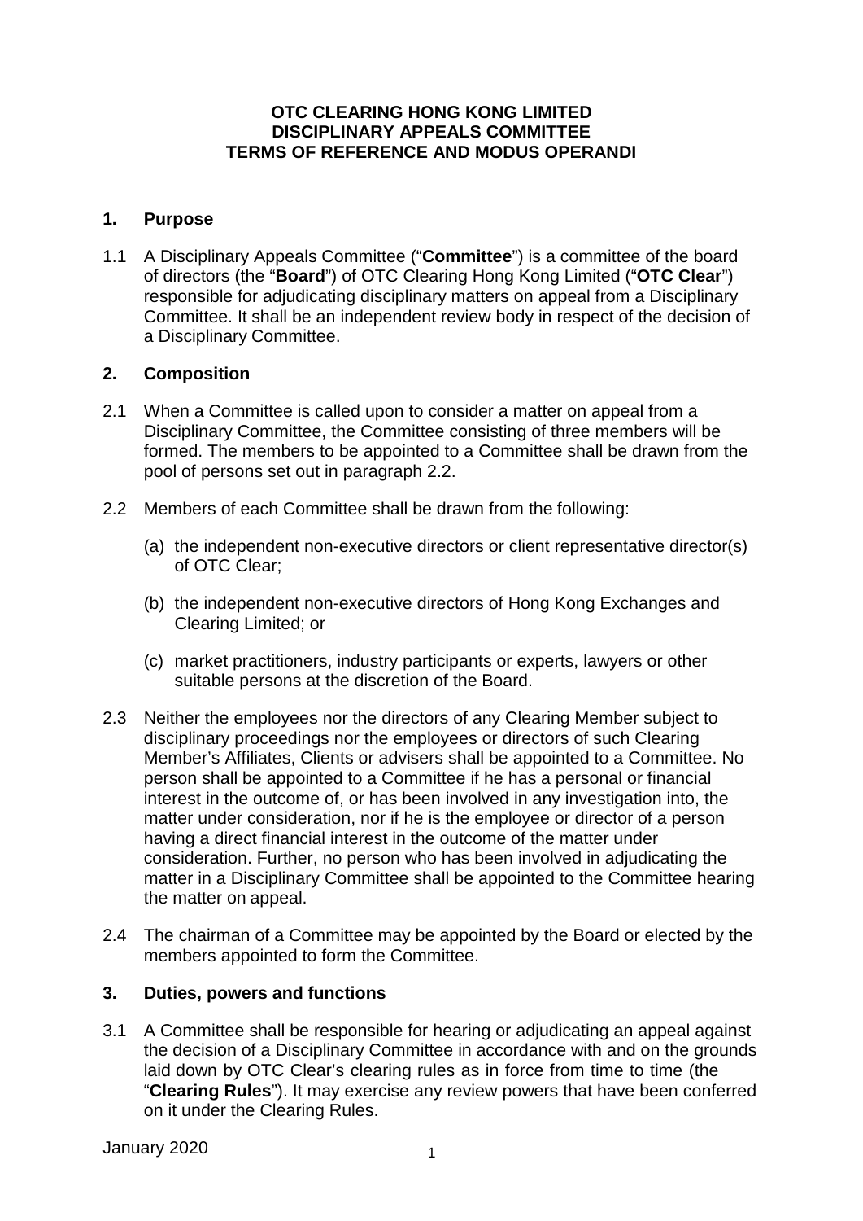**OTC CLEARING HONG KONG LIMITED**
**DISCIPLINARY APPEALS COMMITTEE**
**TERMS OF REFERENCE AND MODUS OPERANDI**

## 1. Purpose

1.1 A Disciplinary Appeals Committee ("**Committee**") is a committee of the board of directors (the "**Board**") of OTC Clearing Hong Kong Limited ("**OTC Clear**") responsible for adjudicating disciplinary matters on appeal from a Disciplinary Committee. It shall be an independent review body in respect of the decision of a Disciplinary Committee.

## 2. Composition

2.1 When a Committee is called upon to consider a matter on appeal from a Disciplinary Committee, the Committee consisting of three members will be formed. The members to be appointed to a Committee shall be drawn from the pool of persons set out in paragraph 2.2.

2.2 Members of each Committee shall be drawn from the following:

(a) the independent non-executive directors or client representative director(s) of OTC Clear;

(b) the independent non-executive directors of Hong Kong Exchanges and Clearing Limited; or

(c) market practitioners, industry participants or experts, lawyers or other suitable persons at the discretion of the Board.

2.3 Neither the employees nor the directors of any Clearing Member subject to disciplinary proceedings nor the employees or directors of such Clearing Member's Affiliates, Clients or advisers shall be appointed to a Committee. No person shall be appointed to a Committee if he has a personal or financial interest in the outcome of, or has been involved in any investigation into, the matter under consideration, nor if he is the employee or director of a person having a direct financial interest in the outcome of the matter under consideration. Further, no person who has been involved in adjudicating the matter in a Disciplinary Committee shall be appointed to the Committee hearing the matter on appeal.

2.4 The chairman of a Committee may be appointed by the Board or elected by the members appointed to form the Committee.

## 3. Duties, powers and functions

3.1 A Committee shall be responsible for hearing or adjudicating an appeal against the decision of a Disciplinary Committee in accordance with and on the grounds laid down by OTC Clear's clearing rules as in force from time to time (the "**Clearing Rules**"). It may exercise any review powers that have been conferred on it under the Clearing Rules.

January 2020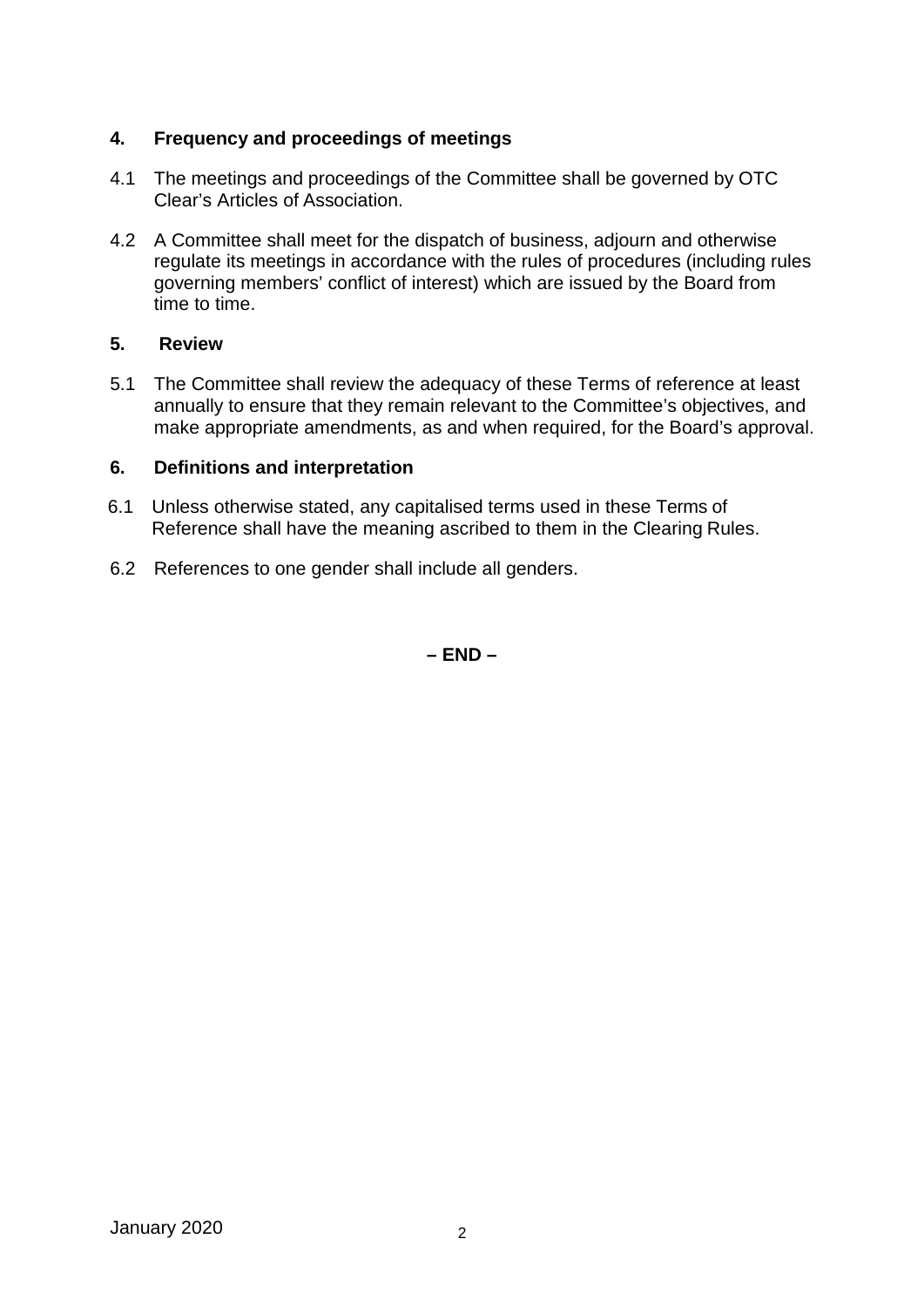## 4. Frequency and proceedings of meetings

4.1 The meetings and proceedings of the Committee shall be governed by OTC Clear's Articles of Association.

4.2 A Committee shall meet for the dispatch of business, adjourn and otherwise regulate its meetings in accordance with the rules of procedures (including rules governing members' conflict of interest) which are issued by the Board from time to time.

## 5. Review

5.1 The Committee shall review the adequacy of these Terms of reference at least annually to ensure that they remain relevant to the Committee's objectives, and make appropriate amendments, as and when required, for the Board's approval.

## 6. Definitions and interpretation

6.1 Unless otherwise stated, any capitalised terms used in these Terms of Reference shall have the meaning ascribed to them in the Clearing Rules.

6.2 References to one gender shall include all genders.

**– END –**

January 2020